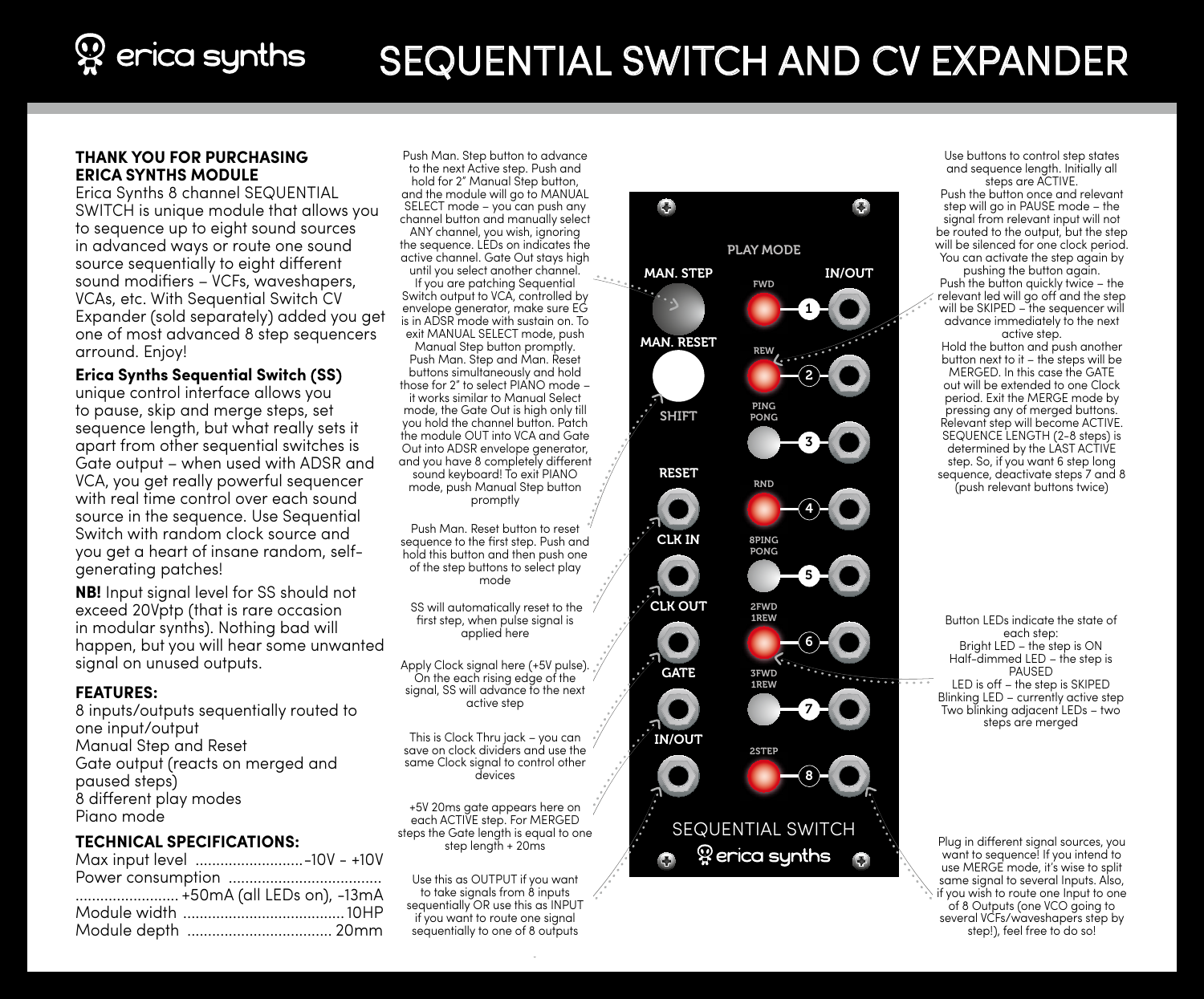# SEQUENTIAL SWITCH AND CV EXPANDER

**THANK YOU FOR PURCHASING ERICA SYNTHS MODULE**

Erica Synths 8 channel SEQUENTIAL SWITCH is unique module that allows you to sequence up to eight sound sources in advanced ways or route one sound source sequentially to eight different sound modifiers – VCFs, waveshapers, VCAs, etc. With Sequential Switch CV Expander (sold separately) added you get one of most advanced 8 step sequencers arround. Enjoy!

**Erica Synths Sequential Switch (SS)** unique control interface allows you to pause, skip and merge steps, set sequence length, but what really sets it apart from other sequential switches is Gate output – when used with ADSR and VCA, you get really powerful sequencer with real time control over each sound source in the sequence. Use Sequential Switch with random clock source and you get a heart of insane random, self-generating patches!

**NB!** Input signal level for SS should not exceed 20Vptp (that is rare occasion in modular synths). Nothing bad will happen, but you will hear some unwanted signal on unused outputs.

## FEATURES:

8 inputs/outputs sequentially routed to one input/output
Manual Step and Reset
Gate output (reacts on merged and paused steps)
8 different play modes
Piano mode

## TECHNICAL SPECIFICATIONS:

| | |
|---|---|
| Max input level | -10V - +10V |
| Power consumption | +50mA (all LEDs on), -13mA |
| Module width | 10HP |
| Module depth | 20mm |

Push Man. Step button to advance to the next Active step. Push and hold for 2" Manual Step button, and the module will go to MANUAL SELECT mode – you can push any channel button and manually select ANY channel, you wish, ignoring the sequence. LEDs on indicates the active channel. Gate Out stays high until you select another channel. If you are patching Sequential Switch output to VCA, controlled by envelope generator, make sure EG is in ADSR mode with sustain on. To exit MANUAL SELECT mode, push Manual Step button promptly. Push Man. Step and Man. Reset buttons simultaneously and hold those for 2" to select PIANO mode – it works similar to Manual Select mode, the Gate Out is high only till you hold the channel button. Patch the module OUT into VCA and Gate Out into ADSR envelope generator, and you have 8 completely different sound keyboard! To exit PIANO mode, push Manual Step button promptly

Push Man. Reset button to reset sequence to the first step. Push and hold this button and then push one of the step buttons to select play mode

SS will automatically reset to the first step, when pulse signal is applied here

Apply Clock signal here (+5V pulse). On the each rising edge of the signal, SS will advance to the next active step

This is Clock Thru jack – you can save on clock dividers and use the same Clock signal to control other devices

+5V 20ms gate appears here on each ACTIVE step. For MERGED steps the Gate length is equal to one step length + 20ms

Use this as OUTPUT if you want to take signals from 8 inputs sequentially OR use this as INPUT if you want to route one signal sequentially to one of 8 outputs

MAN. STEP
MAN. RESET
SHIFT
RESET
CLK IN
CLK OUT
GATE
IN/OUT

PLAY MODE
IN/OUT
FWD 1
REW 2
PING PONG 3
RND 4
8PING PONG 5
2FWD 1REW 6
3FWD 1REW 7
2STEP 8

SEQUENTIAL SWITCH
erica synths

Use buttons to control step states and sequence length. Initially all steps are ACTIVE.
Push the button once and relevant step will go in PAUSE mode – the signal from relevant input will not be routed to the output, but the step will be silenced for one clock period. You can activate the step again by pushing the button again.
Push the button quickly twice – the relevant led will go off and the step will be SKIPED – the sequencer will advance immediately to the next active step.
Hold the button and push another button next to it – the steps will be MERGED. In this case the GATE out will be extended to one Clock period. Exit the MERGE mode by pressing any of merged buttons. Relevant step will become ACTIVE.
SEQUENCE LENGTH (2-8 steps) is determined by the LAST ACTIVE step. So, if you want 6 step long sequence, deactivate steps 7 and 8 (push relevant buttons twice)

Button LEDs indicate the state of each step:
Bright LED – the step is ON
Half-dimmed LED – the step is PAUSED
LED is off – the step is SKIPED
Blinking LED – currently active step
Two blinking adjacent LEDs – two steps are merged

Plug in different signal sources, you want to sequence! If you intend to use MERGE mode, it's wise to split same signal to several Inputs. Also, if you wish to route one Input to one of 8 Outputs (one VCO going to several VCFs/waveshapers step by step!), feel free to do so!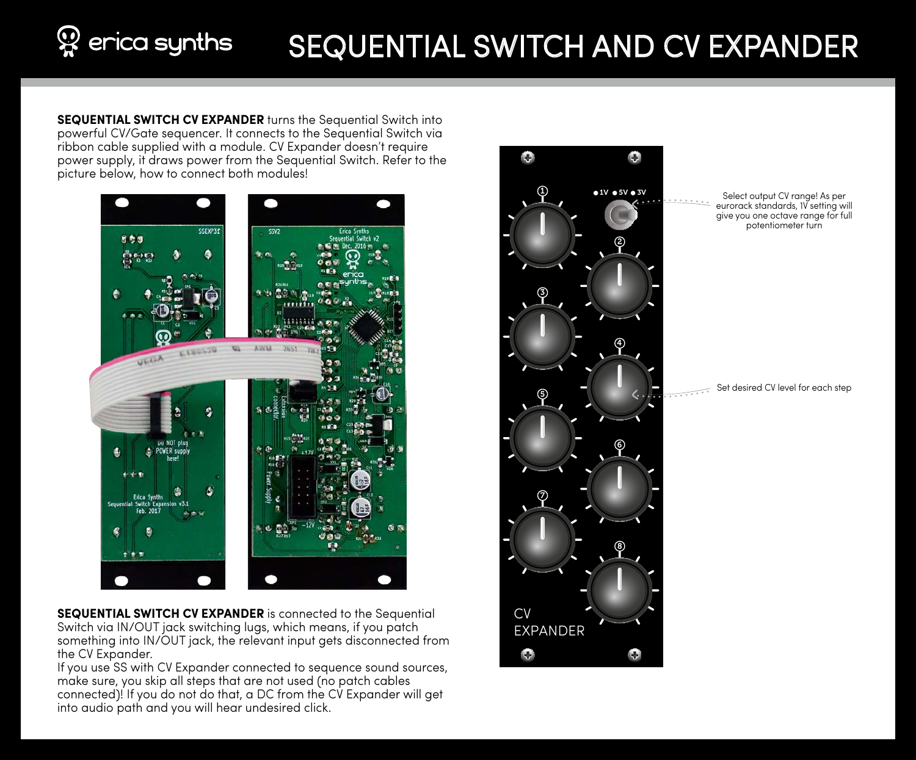# SEQUENTIAL SWITCH AND CV EXPANDER

**SEQUENTIAL SWITCH CV EXPANDER** turns the Sequential Switch into powerful CV/Gate sequencer. It connects to the Sequential Switch via ribbon cable supplied with a module. CV Expander doesn't require power supply, it draws power from the Sequential Switch. Refer to the picture below, how to connect both modules!

Select output CV range! As per eurorack standards, 1V setting will give you one octave range for full potentiometer turn

Set desired CV level for each step

**SEQUENTIAL SWITCH CV EXPANDER** is connected to the Sequential Switch via IN/OUT jack switching lugs, which means, if you patch something into IN/OUT jack, the relevant input gets disconnected from the CV Expander.

If you use SS with CV Expander connected to sequence sound sources, make sure, you skip all steps that are not used (no patch cables connected)! If you do not do that, a DC from the CV Expander will get into audio path and you will hear undesired click.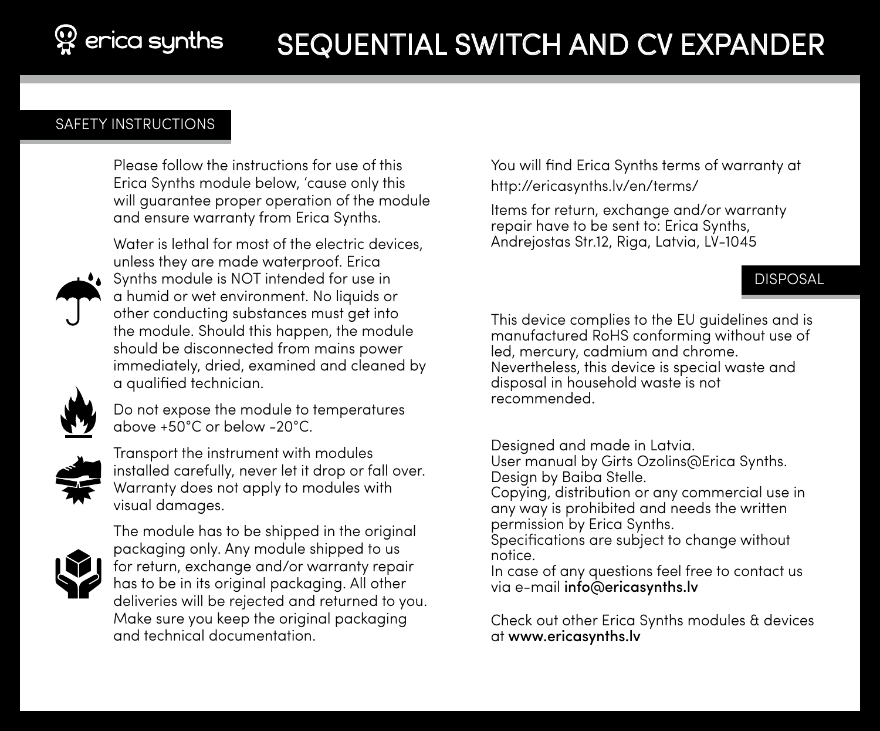# SEQUENTIAL SWITCH AND CV EXPANDER

## SAFETY INSTRUCTIONS

Please follow the instructions for use of this Erica Synths module below, 'cause only this will guarantee proper operation of the module and ensure warranty from Erica Synths.

Water is lethal for most of the electric devices, unless they are made waterproof. Erica Synths module is NOT intended for use in a humid or wet environment. No liquids or other conducting substances must get into the module. Should this happen, the module should be disconnected from mains power immediately, dried, examined and cleaned by a qualified technician.

Do not expose the module to temperatures above +50°C or below -20°C.

Transport the instrument with modules installed carefully, never let it drop or fall over. Warranty does not apply to modules with visual damages.

The module has to be shipped in the original packaging only. Any module shipped to us for return, exchange and/or warranty repair has to be in its original packaging. All other deliveries will be rejected and returned to you. Make sure you keep the original packaging and technical documentation.

You will find Erica Synths terms of warranty at http://ericasynths.lv/en/terms/

Items for return, exchange and/or warranty repair have to be sent to: Erica Synths, Andrejostas Str.12, Riga, Latvia, LV-1045

## DISPOSAL

This device complies to the EU guidelines and is manufactured RoHS conforming without use of led, mercury, cadmium and chrome. Nevertheless, this device is special waste and disposal in household waste is not recommended.

Designed and made in Latvia.
User manual by Girts Ozolins@Erica Synths.
Design by Baiba Stelle.
Copying, distribution or any commercial use in any way is prohibited and needs the written permission by Erica Synths.
Specifications are subject to change without notice.
In case of any questions feel free to contact us via e-mail **info@ericasynths.lv**

Check out other Erica Synths modules & devices at **www.ericasynths.lv**